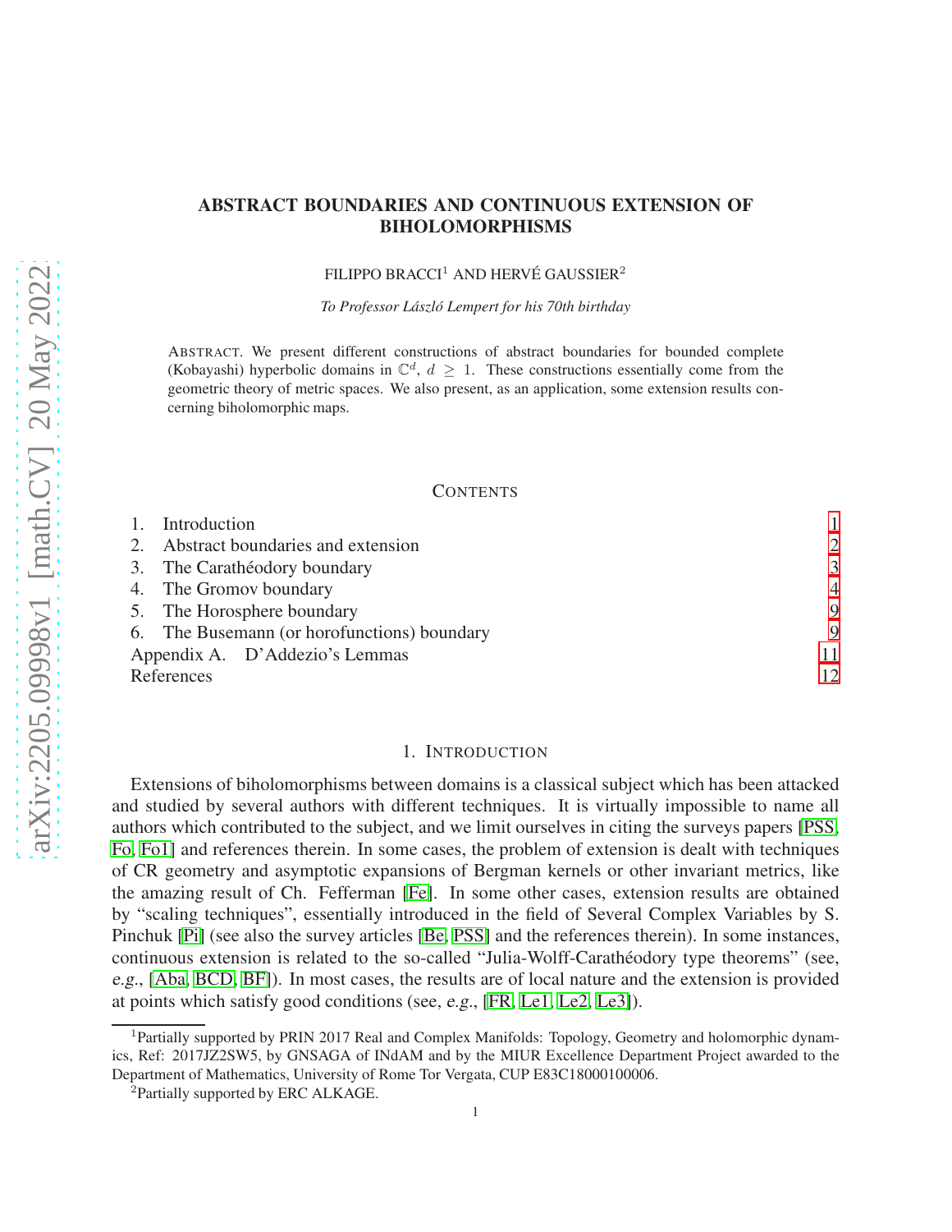# ABSTRACT BOUNDARIES AND CONTINUOUS EXTENSION OF BIHOLOMORPHISMS

FILIPPO BRACCI[1] AND HERVÉ GAUSSIER[2]

*To Professor László Lempert for his 70th birthday*

ABSTRACT. We present different constructions of abstract boundaries for bounded complete (Kobayashi) hyperbolic domains in $\mathbb{C}^d$, $d \geq 1$. These constructions essentially come from the geometric theory of metric spaces. We also present, as an application, some extension results concerning biholomorphic maps.

CONTENTS

1. Introduction 1
2. Abstract boundaries and extension 2
3. The Carathéodory boundary 3
4. The Gromov boundary 4
5. The Horosphere boundary 9
6. The Busemann (or horofunctions) boundary 9

Appendix A. D'Addezio's Lemmas 11

References 12

## 1. INTRODUCTION

Extensions of biholomorphisms between domains is a classical subject which has been attacked and studied by several authors with different techniques. It is virtually impossible to name all authors which contributed to the subject, and we limit ourselves in citing the surveys papers [PSS, Fo, Fo1] and references therein. In some cases, the problem of extension is dealt with techniques of CR geometry and asymptotic expansions of Bergman kernels or other invariant metrics, like the amazing result of Ch. Fefferman [Fe]. In some other cases, extension results are obtained by "scaling techniques", essentially introduced in the field of Several Complex Variables by S. Pinchuk [Pi] (see also the survey articles [Be, PSS] and the references therein). In some instances, continuous extension is related to the so-called "Julia-Wolff-Carathéodory type theorems" (see, *e.g.*, [Aba, BCD, BF]). In most cases, the results are of local nature and the extension is provided at points which satisfy good conditions (see, *e.g.*, [FR, Le1, Le2, Le3]).

[1]Partially supported by PRIN 2017 Real and Complex Manifolds: Topology, Geometry and holomorphic dynamics, Ref: 2017JZ2SW5, by GNSAGA of INdAM and by the MIUR Excellence Department Project awarded to the Department of Mathematics, University of Rome Tor Vergata, CUP E83C18000100006.

[2]Partially supported by ERC ALKAGE.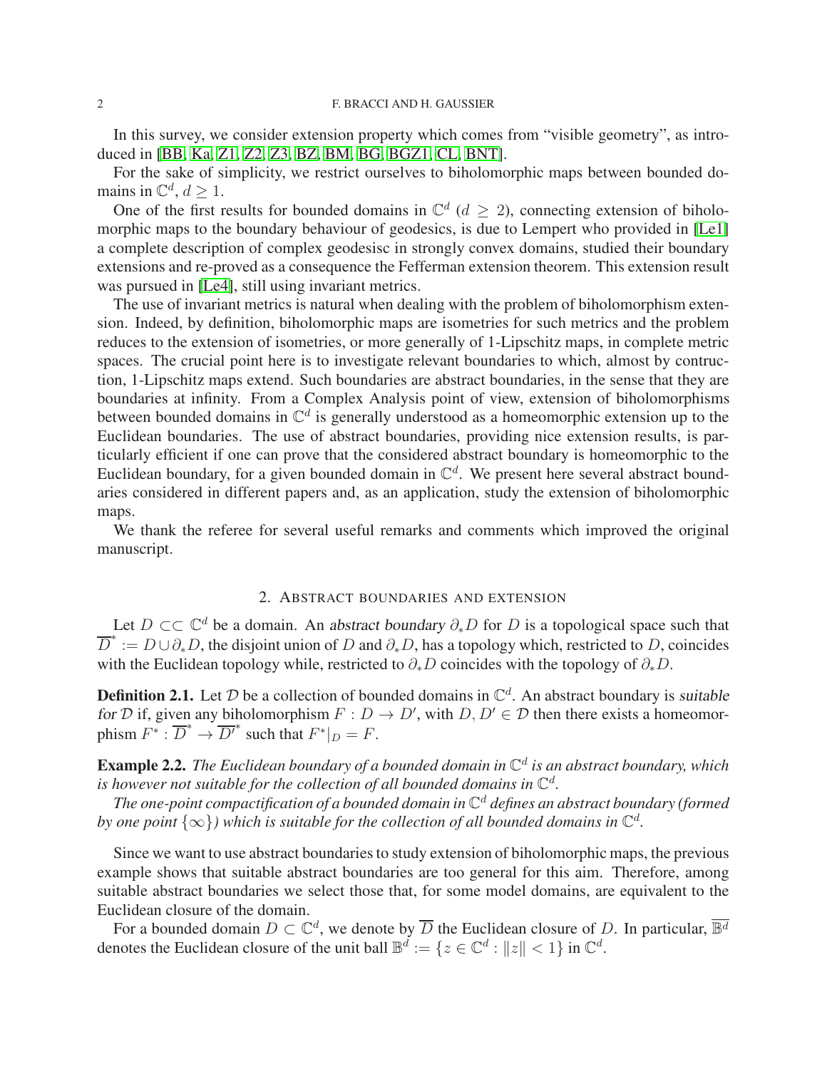In this survey, we consider extension property which comes from "visible geometry", as introduced in [BB, Ka, Z1, Z2, Z3, BZ, BM, BG, BGZ1, CL, BNT].

For the sake of simplicity, we restrict ourselves to biholomorphic maps between bounded domains in $\mathbb{C}^d$, $d \geq 1$.

One of the first results for bounded domains in $\mathbb{C}^d$ ($d \geq 2$), connecting extension of biholomorphic maps to the boundary behaviour of geodesics, is due to Lempert who provided in [Le1] a complete description of complex geodesisc in strongly convex domains, studied their boundary extensions and re-proved as a consequence the Fefferman extension theorem. This extension result was pursued in [Le4], still using invariant metrics.

The use of invariant metrics is natural when dealing with the problem of biholomorphism extension. Indeed, by definition, biholomorphic maps are isometries for such metrics and the problem reduces to the extension of isometries, or more generally of 1-Lipschitz maps, in complete metric spaces. The crucial point here is to investigate relevant boundaries to which, almost by contruction, 1-Lipschitz maps extend. Such boundaries are abstract boundaries, in the sense that they are boundaries at infinity. From a Complex Analysis point of view, extension of biholomorphisms between bounded domains in $\mathbb{C}^d$ is generally understood as a homeomorphic extension up to the Euclidean boundaries. The use of abstract boundaries, providing nice extension results, is particularly efficient if one can prove that the considered abstract boundary is homeomorphic to the Euclidean boundary, for a given bounded domain in $\mathbb{C}^d$. We present here several abstract boundaries considered in different papers and, as an application, study the extension of biholomorphic maps.

We thank the referee for several useful remarks and comments which improved the original manuscript.

## 2. Abstract boundaries and extension

Let $D \subset\subset \mathbb{C}^d$ be a domain. An *abstract boundary* $\partial_* D$ for $D$ is a topological space such that $\overline{D}^* := D \cup \partial_* D$, the disjoint union of $D$ and $\partial_* D$, has a topology which, restricted to $D$, coincides with the Euclidean topology while, restricted to $\partial_* D$ coincides with the topology of $\partial_* D$.

**Definition 2.1.** Let $\mathcal{D}$ be a collection of bounded domains in $\mathbb{C}^d$. An abstract boundary is *suitable for* $\mathcal{D}$ if, given any biholomorphism $F : D \to D'$, with $D, D' \in \mathcal{D}$ then there exists a homeomorphism $F^* : \overline{D}^* \to \overline{D'}^*$ such that $F^*|_D = F$.

**Example 2.2.** *The Euclidean boundary of a bounded domain in $\mathbb{C}^d$ is an abstract boundary, which is however not suitable for the collection of all bounded domains in $\mathbb{C}^d$.*

*The one-point compactification of a bounded domain in $\mathbb{C}^d$ defines an abstract boundary (formed by one point $\{\infty\}$) which is suitable for the collection of all bounded domains in $\mathbb{C}^d$.*

Since we want to use abstract boundaries to study extension of biholomorphic maps, the previous example shows that suitable abstract boundaries are too general for this aim. Therefore, among suitable abstract boundaries we select those that, for some model domains, are equivalent to the Euclidean closure of the domain.

For a bounded domain $D \subset \mathbb{C}^d$, we denote by $\overline{D}$ the Euclidean closure of $D$. In particular, $\overline{\mathbb{B}^d}$ denotes the Euclidean closure of the unit ball $\mathbb{B}^d := \{z \in \mathbb{C}^d : \|z\| < 1\}$ in $\mathbb{C}^d$.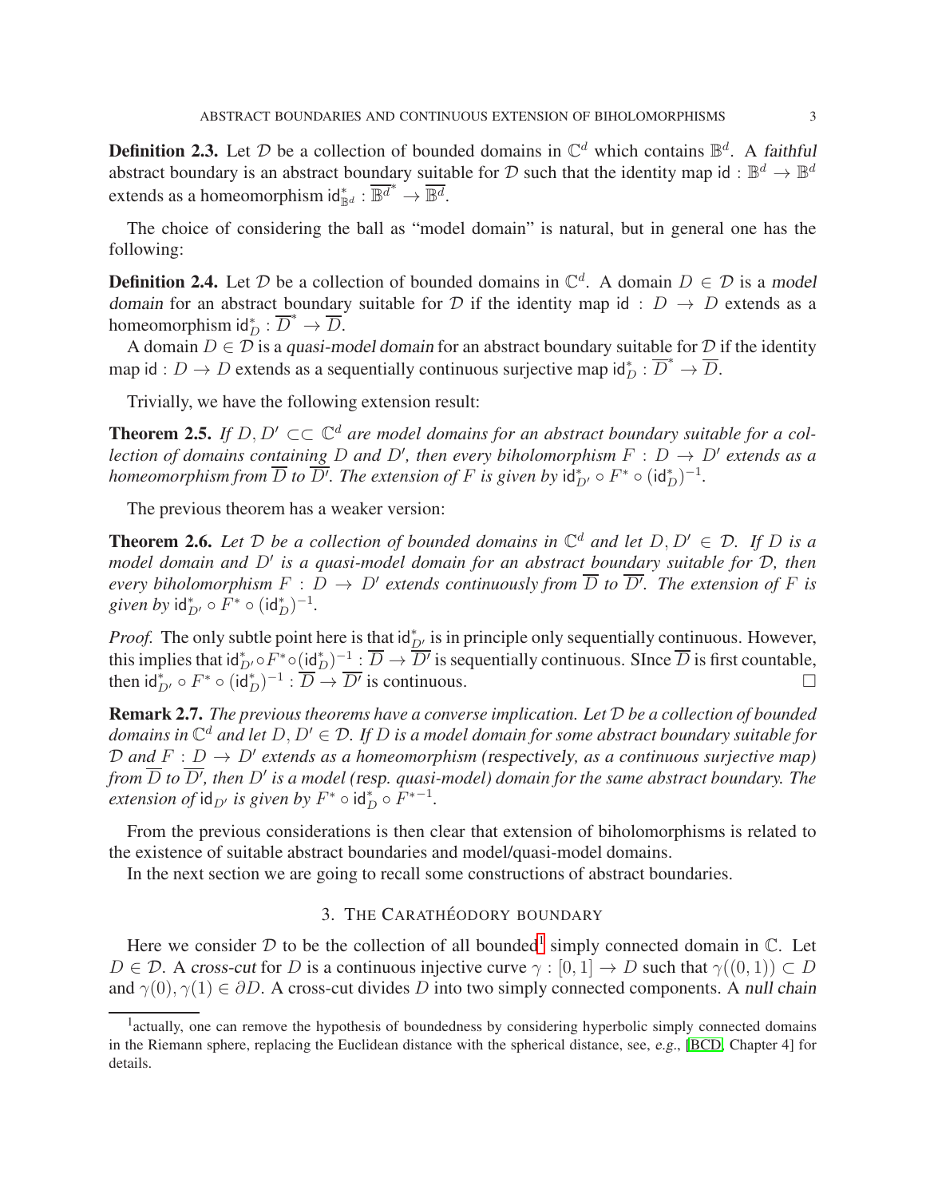**Definition 2.3.** Let $\mathcal{D}$ be a collection of bounded domains in $\mathbb{C}^d$ which contains $\mathbb{B}^d$. A *faithful* abstract boundary is an abstract boundary suitable for $\mathcal{D}$ such that the identity map $\mathsf{id} : \mathbb{B}^d \to \mathbb{B}^d$ extends as a homeomorphism $\mathsf{id}^*_{\mathbb{B}^d} : \overline{\mathbb{B}^d}^* \to \overline{\mathbb{B}^d}$.

The choice of considering the ball as "model domain" is natural, but in general one has the following:

**Definition 2.4.** Let $\mathcal{D}$ be a collection of bounded domains in $\mathbb{C}^d$. A domain $D \in \mathcal{D}$ is a *model domain* for an abstract boundary suitable for $\mathcal{D}$ if the identity map $\mathsf{id} : D \to D$ extends as a homeomorphism $\mathsf{id}^*_D : \overline{D}^* \to \overline{D}$.

A domain $D \in \mathcal{D}$ is a *quasi-model domain* for an abstract boundary suitable for $\mathcal{D}$ if the identity map $\mathsf{id} : D \to D$ extends as a sequentially continuous surjective map $\mathsf{id}^*_D : \overline{D}^* \to \overline{D}$.

Trivially, we have the following extension result:

**Theorem 2.5.** *If $D, D' \subset\subset \mathbb{C}^d$ are model domains for an abstract boundary suitable for a collection of domains containing $D$ and $D'$, then every biholomorphism $F : D \to D'$ extends as a homeomorphism from $\overline{D}$ to $\overline{D'}$. The extension of $F$ is given by $\mathsf{id}^*_{D'} \circ F^* \circ (\mathsf{id}^*_D)^{-1}$.*

The previous theorem has a weaker version:

**Theorem 2.6.** *Let $\mathcal{D}$ be a collection of bounded domains in $\mathbb{C}^d$ and let $D, D' \in \mathcal{D}$. If $D$ is a model domain and $D'$ is a quasi-model domain for an abstract boundary suitable for $\mathcal{D}$, then every biholomorphism $F : D \to D'$ extends continuously from $\overline{D}$ to $\overline{D'}$. The extension of $F$ is given by $\mathsf{id}^*_{D'} \circ F^* \circ (\mathsf{id}^*_D)^{-1}$.*

*Proof.* The only subtle point here is that $\mathsf{id}^*_{D'}$ is in principle only sequentially continuous. However, this implies that $\mathsf{id}^*_{D'} \circ F^* \circ (\mathsf{id}^*_D)^{-1} : \overline{D} \to \overline{D'}$ is sequentially continuous. SInce $\overline{D}$ is first countable, then $\mathsf{id}^*_{D'} \circ F^* \circ (\mathsf{id}^*_D)^{-1} : \overline{D} \to \overline{D'}$ is continuous. □

**Remark 2.7.** *The previous theorems have a converse implication. Let $\mathcal{D}$ be a collection of bounded domains in $\mathbb{C}^d$ and let $D, D' \in \mathcal{D}$. If $D$ is a model domain for some abstract boundary suitable for $\mathcal{D}$ and $F : D \to D'$ extends as a homeomorphism (*respectively*, as a continuous surjective map) from $\overline{D}$ to $\overline{D'}$, then $D'$ is a model (*resp.* quasi-model) domain for the same abstract boundary. The extension of $\mathsf{id}_{D'}$ is given by $F^* \circ \mathsf{id}^*_D \circ F^{*-1}$.*

From the previous considerations is then clear that extension of biholomorphisms is related to the existence of suitable abstract boundaries and model/quasi-model domains.

In the next section we are going to recall some constructions of abstract boundaries.

## 3. The Carathéodory boundary

Here we consider $\mathcal{D}$ to be the collection of all bounded[1] simply connected domain in $\mathbb{C}$. Let $D \in \mathcal{D}$. A *cross-cut* for $D$ is a continuous injective curve $\gamma : [0, 1] \to D$ such that $\gamma((0, 1)) \subset D$ and $\gamma(0), \gamma(1) \in \partial D$. A cross-cut divides $D$ into two simply connected components. A *null chain*

[1] actually, one can remove the hypothesis of boundedness by considering hyperbolic simply connected domains in the Riemann sphere, replacing the Euclidean distance with the spherical distance, see, *e.g.*, [BCD, Chapter 4] for details.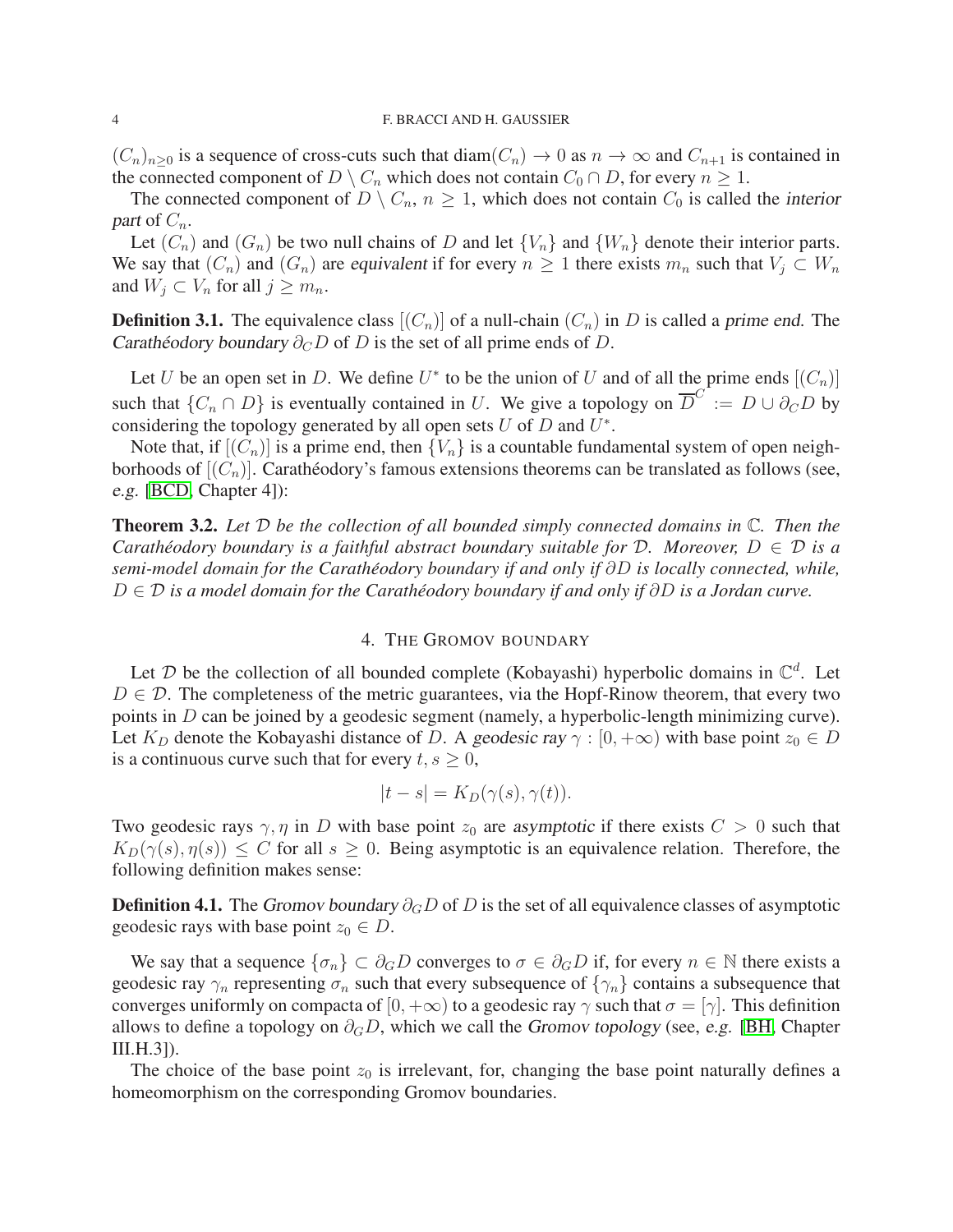$(C_n)_{n\geq 0}$ is a sequence of cross-cuts such that $\operatorname{diam}(C_n) \to 0$ as $n \to \infty$ and $C_{n+1}$ is contained in the connected component of $D \setminus C_n$ which does not contain $C_0 \cap D$, for every $n \geq 1$.

The connected component of $D \setminus C_n$, $n \geq 1$, which does not contain $C_0$ is called the *interior part* of $C_n$.

Let $(C_n)$ and $(G_n)$ be two null chains of $D$ and let $\{V_n\}$ and $\{W_n\}$ denote their interior parts. We say that $(C_n)$ and $(G_n)$ are *equivalent* if for every $n \geq 1$ there exists $m_n$ such that $V_j \subset W_n$ and $W_j \subset V_n$ for all $j \geq m_n$.

**Definition 3.1.** The equivalence class $[(C_n)]$ of a null-chain $(C_n)$ in $D$ is called a *prime end*. The *Carathéodory boundary* $\partial_C D$ of $D$ is the set of all prime ends of $D$.

Let $U$ be an open set in $D$. We define $U^*$ to be the union of $U$ and of all the prime ends $[(C_n)]$ such that $\{C_n \cap D\}$ is eventually contained in $U$. We give a topology on $\overline{D}^C := D \cup \partial_C D$ by considering the topology generated by all open sets $U$ of $D$ and $U^*$.

Note that, if $[(C_n)]$ is a prime end, then $\{V_n\}$ is a countable fundamental system of open neighborhoods of $[(C_n)]$. Carathéodory's famous extensions theorems can be translated as follows (see, *e.g.* [BCD, Chapter 4]):

**Theorem 3.2.** *Let $\mathcal{D}$ be the collection of all bounded simply connected domains in $\mathbb{C}$. Then the Carathéodory boundary is a faithful abstract boundary suitable for $\mathcal{D}$. Moreover, $D \in \mathcal{D}$ is a semi-model domain for the Carathéodory boundary if and only if $\partial D$ is locally connected, while, $D \in \mathcal{D}$ is a model domain for the Carathéodory boundary if and only if $\partial D$ is a Jordan curve.*

## 4. The Gromov boundary

Let $\mathcal{D}$ be the collection of all bounded complete (Kobayashi) hyperbolic domains in $\mathbb{C}^d$. Let $D \in \mathcal{D}$. The completeness of the metric guarantees, via the Hopf-Rinow theorem, that every two points in $D$ can be joined by a geodesic segment (namely, a hyperbolic-length minimizing curve). Let $K_D$ denote the Kobayashi distance of $D$. A *geodesic ray* $\gamma : [0, +\infty)$ with base point $z_0 \in D$ is a continuous curve such that for every $t, s \geq 0$,

$$|t - s| = K_D(\gamma(s), \gamma(t)).$$

Two geodesic rays $\gamma, \eta$ in $D$ with base point $z_0$ are *asymptotic* if there exists $C > 0$ such that $K_D(\gamma(s), \eta(s)) \leq C$ for all $s \geq 0$. Being asymptotic is an equivalence relation. Therefore, the following definition makes sense:

**Definition 4.1.** The *Gromov boundary* $\partial_G D$ of $D$ is the set of all equivalence classes of asymptotic geodesic rays with base point $z_0 \in D$.

We say that a sequence $\{\sigma_n\} \subset \partial_G D$ converges to $\sigma \in \partial_G D$ if, for every $n \in \mathbb{N}$ there exists a geodesic ray $\gamma_n$ representing $\sigma_n$ such that every subsequence of $\{\gamma_n\}$ contains a subsequence that converges uniformly on compacta of $[0, +\infty)$ to a geodesic ray $\gamma$ such that $\sigma = [\gamma]$. This definition allows to define a topology on $\partial_G D$, which we call the *Gromov topology* (see, *e.g.* [BH, Chapter III.H.3]).

The choice of the base point $z_0$ is irrelevant, for, changing the base point naturally defines a homeomorphism on the corresponding Gromov boundaries.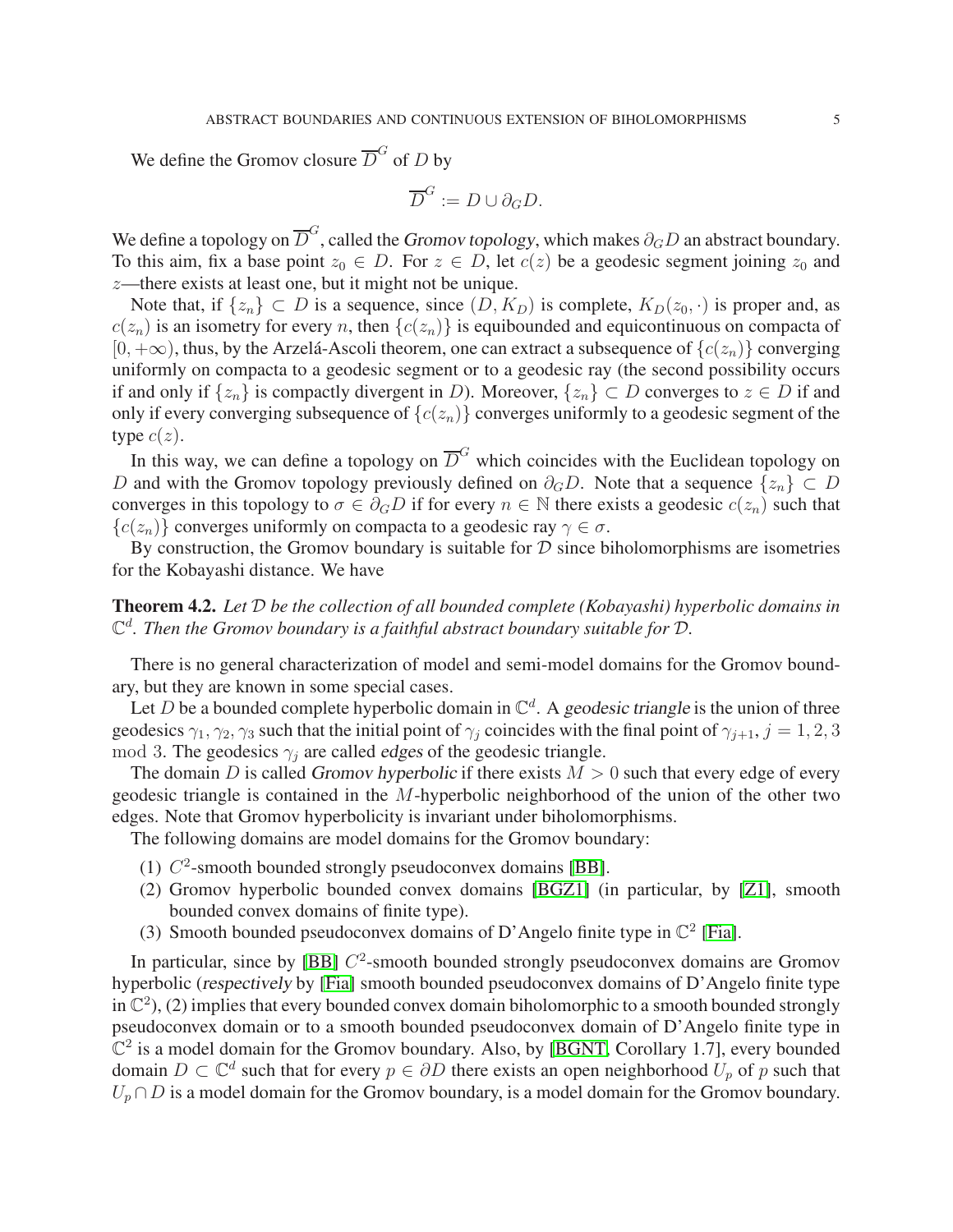We define the Gromov closure $\overline{D}^G$ of $D$ by

$$\overline{D}^G := D \cup \partial_G D.$$

We define a topology on $\overline{D}^G$, called the *Gromov topology*, which makes $\partial_G D$ an abstract boundary. To this aim, fix a base point $z_0 \in D$. For $z \in D$, let $c(z)$ be a geodesic segment joining $z_0$ and $z$—there exists at least one, but it might not be unique.

Note that, if $\{z_n\} \subset D$ is a sequence, since $(D, K_D)$ is complete, $K_D(z_0, \cdot)$ is proper and, as $c(z_n)$ is an isometry for every $n$, then $\{c(z_n)\}$ is equibounded and equicontinuous on compacta of $[0, +\infty)$, thus, by the Arzelá-Ascoli theorem, one can extract a subsequence of $\{c(z_n)\}$ converging uniformly on compacta to a geodesic segment or to a geodesic ray (the second possibility occurs if and only if $\{z_n\}$ is compactly divergent in $D$). Moreover, $\{z_n\} \subset D$ converges to $z \in D$ if and only if every converging subsequence of $\{c(z_n)\}$ converges uniformly to a geodesic segment of the type $c(z)$.

In this way, we can define a topology on $\overline{D}^G$ which coincides with the Euclidean topology on $D$ and with the Gromov topology previously defined on $\partial_G D$. Note that a sequence $\{z_n\} \subset D$ converges in this topology to $\sigma \in \partial_G D$ if for every $n \in \mathbb{N}$ there exists a geodesic $c(z_n)$ such that $\{c(z_n)\}$ converges uniformly on compacta to a geodesic ray $\gamma \in \sigma$.

By construction, the Gromov boundary is suitable for $\mathcal{D}$ since biholomorphisms are isometries for the Kobayashi distance. We have

**Theorem 4.2.** *Let $\mathcal{D}$ be the collection of all bounded complete (Kobayashi) hyperbolic domains in $\mathbb{C}^d$. Then the Gromov boundary is a faithful abstract boundary suitable for $\mathcal{D}$.*

There is no general characterization of model and semi-model domains for the Gromov boundary, but they are known in some special cases.

Let $D$ be a bounded complete hyperbolic domain in $\mathbb{C}^d$. A *geodesic triangle* is the union of three geodesics $\gamma_1, \gamma_2, \gamma_3$ such that the initial point of $\gamma_j$ coincides with the final point of $\gamma_{j+1}$, $j = 1, 2, 3 \mod 3$. The geodesics $\gamma_j$ are called *edges* of the geodesic triangle.

The domain $D$ is called *Gromov hyperbolic* if there exists $M > 0$ such that every edge of every geodesic triangle is contained in the $M$-hyperbolic neighborhood of the union of the other two edges. Note that Gromov hyperbolicity is invariant under biholomorphisms.

The following domains are model domains for the Gromov boundary:

1. $C^2$-smooth bounded strongly pseudoconvex domains [BB].
2. Gromov hyperbolic bounded convex domains [BGZ1] (in particular, by [Z1], smooth bounded convex domains of finite type).
3. Smooth bounded pseudoconvex domains of D'Angelo finite type in $\mathbb{C}^2$ [Fia].

In particular, since by [BB] $C^2$-smooth bounded strongly pseudoconvex domains are Gromov hyperbolic (*respectively* by [Fia] smooth bounded pseudoconvex domains of D'Angelo finite type in $\mathbb{C}^2$), (2) implies that every bounded convex domain biholomorphic to a smooth bounded strongly pseudoconvex domain or to a smooth bounded pseudoconvex domain of D'Angelo finite type in $\mathbb{C}^2$ is a model domain for the Gromov boundary. Also, by [BGNT, Corollary 1.7], every bounded domain $D \subset \mathbb{C}^d$ such that for every $p \in \partial D$ there exists an open neighborhood $U_p$ of $p$ such that $U_p \cap D$ is a model domain for the Gromov boundary, is a model domain for the Gromov boundary.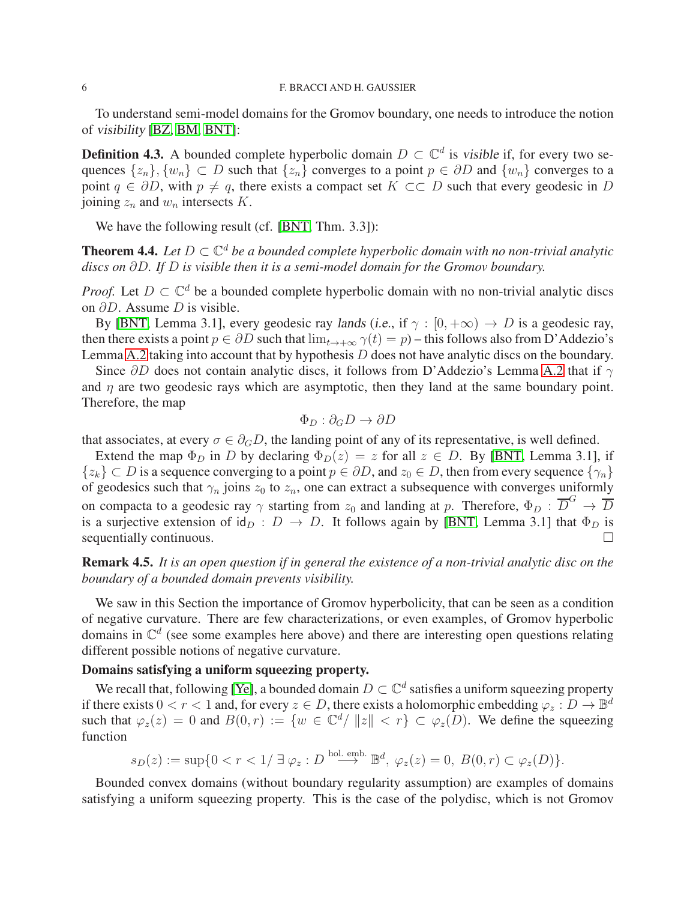To understand semi-model domains for the Gromov boundary, one needs to introduce the notion of *visibility* [BZ, BM, BNT]:

**Definition 4.3.** A bounded complete hyperbolic domain $D \subset \mathbb{C}^d$ is *visible* if, for every two sequences $\{z_n\}, \{w_n\} \subset D$ such that $\{z_n\}$ converges to a point $p \in \partial D$ and $\{w_n\}$ converges to a point $q \in \partial D$, with $p \neq q$, there exists a compact set $K \subset\subset D$ such that every geodesic in $D$ joining $z_n$ and $w_n$ intersects $K$.

We have the following result (cf. [BNT, Thm. 3.3]):

**Theorem 4.4.** *Let $D \subset \mathbb{C}^d$ be a bounded complete hyperbolic domain with no non-trivial analytic discs on $\partial D$. If $D$ is visible then it is a semi-model domain for the Gromov boundary.*

*Proof.* Let $D \subset \mathbb{C}^d$ be a bounded complete hyperbolic domain with no non-trivial analytic discs on $\partial D$. Assume $D$ is visible.

By [BNT, Lemma 3.1], every geodesic ray *lands* (*i.e.*, if $\gamma : [0, +\infty) \to D$ is a geodesic ray, then there exists a point $p \in \partial D$ such that $\lim_{t\to+\infty} \gamma(t) = p$) – this follows also from D'Addezio's Lemma A.2 taking into account that by hypothesis $D$ does not have analytic discs on the boundary.

Since $\partial D$ does not contain analytic discs, it follows from D'Addezio's Lemma A.2 that if $\gamma$ and $\eta$ are two geodesic rays which are asymptotic, then they land at the same boundary point. Therefore, the map

$$\Phi_D : \partial_G D \to \partial D$$

that associates, at every $\sigma \in \partial_G D$, the landing point of any of its representative, is well defined.

Extend the map $\Phi_D$ in $D$ by declaring $\Phi_D(z) = z$ for all $z \in D$. By [BNT, Lemma 3.1], if $\{z_k\} \subset D$ is a sequence converging to a point $p \in \partial D$, and $z_0 \in D$, then from every sequence $\{\gamma_n\}$ of geodesics such that $\gamma_n$ joins $z_0$ to $z_n$, one can extract a subsequence with converges uniformly on compacta to a geodesic ray $\gamma$ starting from $z_0$ and landing at $p$. Therefore, $\Phi_D : \overline{D}^G \to \overline{D}$ is a surjective extension of $\mathsf{id}_D : D \to D$. It follows again by [BNT, Lemma 3.1] that $\Phi_D$ is sequentially continuous. □

**Remark 4.5.** *It is an open question if in general the existence of a non-trivial analytic disc on the boundary of a bounded domain prevents visibility.*

We saw in this Section the importance of Gromov hyperbolicity, that can be seen as a condition of negative curvature. There are few characterizations, or even examples, of Gromov hyperbolic domains in $\mathbb{C}^d$ (see some examples here above) and there are interesting open questions relating different possible notions of negative curvature.

**Domains satisfying a uniform squeezing property.**

We recall that, following [Ye], a bounded domain $D \subset \mathbb{C}^d$ satisfies a uniform squeezing property if there exists $0 < r < 1$ and, for every $z \in D$, there exists a holomorphic embedding $\varphi_z : D \to \mathbb{B}^d$ such that $\varphi_z(z) = 0$ and $B(0, r) := \{w \in \mathbb{C}^d / \ \|z\| < r\} \subset \varphi_z(D)$. We define the squeezing function

$$s_D(z) := \sup\{0 < r < 1/\ \exists\, \varphi_z : D \overset{\text{hol. emb.}}{\longrightarrow} \mathbb{B}^d,\ \varphi_z(z) = 0,\ B(0, r) \subset \varphi_z(D)\}.$$

Bounded convex domains (without boundary regularity assumption) are examples of domains satisfying a uniform squeezing property. This is the case of the polydisc, which is not Gromov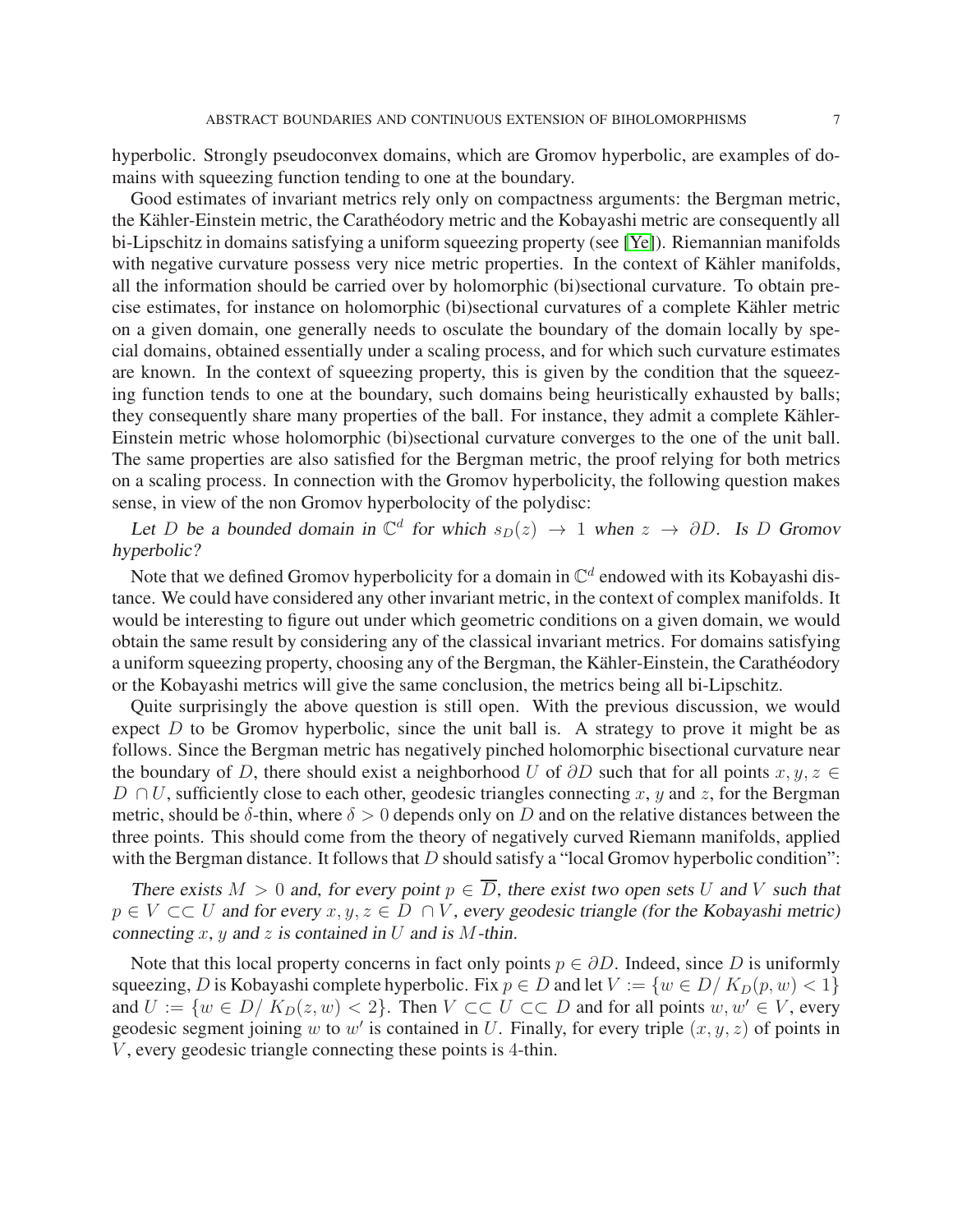hyperbolic. Strongly pseudoconvex domains, which are Gromov hyperbolic, are examples of domains with squeezing function tending to one at the boundary.

Good estimates of invariant metrics rely only on compactness arguments: the Bergman metric, the Kähler-Einstein metric, the Carathéodory metric and the Kobayashi metric are consequently all bi-Lipschitz in domains satisfying a uniform squeezing property (see [Ye]). Riemannian manifolds with negative curvature possess very nice metric properties. In the context of Kähler manifolds, all the information should be carried over by holomorphic (bi)sectional curvature. To obtain precise estimates, for instance on holomorphic (bi)sectional curvatures of a complete Kähler metric on a given domain, one generally needs to osculate the boundary of the domain locally by special domains, obtained essentially under a scaling process, and for which such curvature estimates are known. In the context of squeezing property, this is given by the condition that the squeezing function tends to one at the boundary, such domains being heuristically exhausted by balls; they consequently share many properties of the ball. For instance, they admit a complete Kähler-Einstein metric whose holomorphic (bi)sectional curvature converges to the one of the unit ball. The same properties are also satisfied for the Bergman metric, the proof relying for both metrics on a scaling process. In connection with the Gromov hyperbolicity, the following question makes sense, in view of the non Gromov hyperbolocity of the polydisc:

*Let $D$ be a bounded domain in $\mathbb{C}^d$ for which $s_D(z) \to 1$ when $z \to \partial D$. Is $D$ Gromov hyperbolic?*

Note that we defined Gromov hyperbolicity for a domain in $\mathbb{C}^d$ endowed with its Kobayashi distance. We could have considered any other invariant metric, in the context of complex manifolds. It would be interesting to figure out under which geometric conditions on a given domain, we would obtain the same result by considering any of the classical invariant metrics. For domains satisfying a uniform squeezing property, choosing any of the Bergman, the Kähler-Einstein, the Carathéodory or the Kobayashi metrics will give the same conclusion, the metrics being all bi-Lipschitz.

Quite surprisingly the above question is still open. With the previous discussion, we would expect $D$ to be Gromov hyperbolic, since the unit ball is. A strategy to prove it might be as follows. Since the Bergman metric has negatively pinched holomorphic bisectional curvature near the boundary of $D$, there should exist a neighborhood $U$ of $\partial D$ such that for all points $x, y, z \in D \cap U$, sufficiently close to each other, geodesic triangles connecting $x$, $y$ and $z$, for the Bergman metric, should be $\delta$-thin, where $\delta > 0$ depends only on $D$ and on the relative distances between the three points. This should come from the theory of negatively curved Riemann manifolds, applied with the Bergman distance. It follows that $D$ should satisfy a "local Gromov hyperbolic condition":

*There exists $M > 0$ and, for every point $p \in \overline{D}$, there exist two open sets $U$ and $V$ such that $p \in V \subset\subset U$ and for every $x, y, z \in D \cap V$, every geodesic triangle (for the Kobayashi metric) connecting $x$, $y$ and $z$ is contained in $U$ and is $M$-thin.*

Note that this local property concerns in fact only points $p \in \partial D$. Indeed, since $D$ is uniformly squeezing, $D$ is Kobayashi complete hyperbolic. Fix $p \in D$ and let $V := \{w \in D / \ K_D(p, w) < 1\}$ and $U := \{w \in D / \ K_D(z, w) < 2\}$. Then $V \subset\subset U \subset\subset D$ and for all points $w, w' \in V$, every geodesic segment joining $w$ to $w'$ is contained in $U$. Finally, for every triple $(x, y, z)$ of points in $V$, every geodesic triangle connecting these points is 4-thin.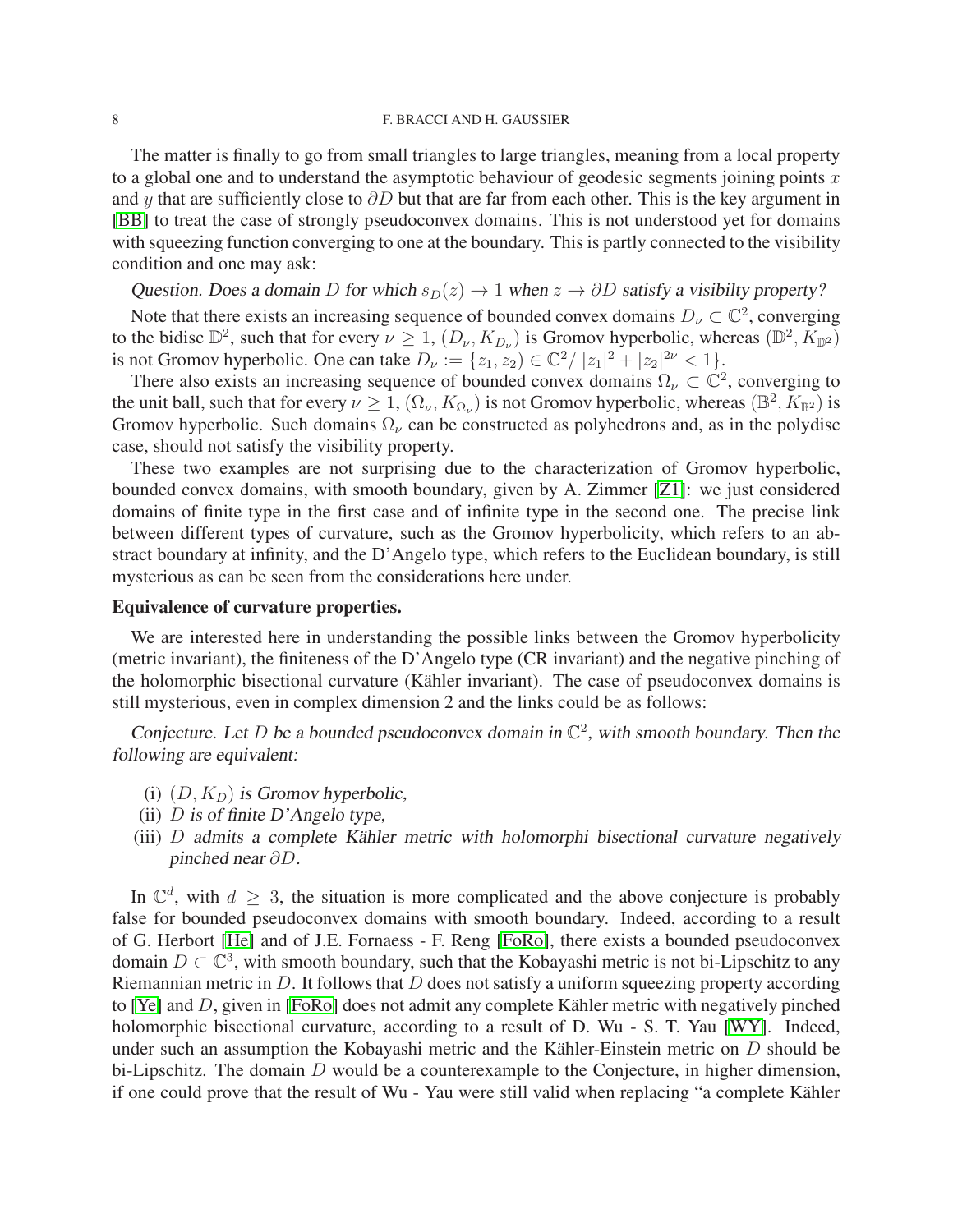The matter is finally to go from small triangles to large triangles, meaning from a local property to a global one and to understand the asymptotic behaviour of geodesic segments joining points $x$ and $y$ that are sufficiently close to $\partial D$ but that are far from each other. This is the key argument in [BB] to treat the case of strongly pseudoconvex domains. This is not understood yet for domains with squeezing function converging to one at the boundary. This is partly connected to the visibility condition and one may ask:

*Question. Does a domain $D$ for which $s_D(z) \to 1$ when $z \to \partial D$ satisfy a visibilty property?*

Note that there exists an increasing sequence of bounded convex domains $D_\nu \subset \mathbb{C}^2$, converging to the bidisc $\mathbb{D}^2$, such that for every $\nu \geq 1$, $(D_\nu, K_{D_\nu})$ is Gromov hyperbolic, whereas $(\mathbb{D}^2, K_{\mathbb{D}^2})$ is not Gromov hyperbolic. One can take $D_\nu := \{z_1, z_2) \in \mathbb{C}^2 / \ |z_1|^2 + |z_2|^{2\nu} < 1\}$.

There also exists an increasing sequence of bounded convex domains $\Omega_\nu \subset \mathbb{C}^2$, converging to the unit ball, such that for every $\nu \geq 1$, $(\Omega_\nu, K_{\Omega_\nu})$ is not Gromov hyperbolic, whereas $(\mathbb{B}^2, K_{\mathbb{B}^2})$ is Gromov hyperbolic. Such domains $\Omega_\nu$ can be constructed as polyhedrons and, as in the polydisc case, should not satisfy the visibility property.

These two examples are not surprising due to the characterization of Gromov hyperbolic, bounded convex domains, with smooth boundary, given by A. Zimmer [Z1]: we just considered domains of finite type in the first case and of infinite type in the second one. The precise link between different types of curvature, such as the Gromov hyperbolicity, which refers to an abstract boundary at infinity, and the D'Angelo type, which refers to the Euclidean boundary, is still mysterious as can be seen from the considerations here under.

**Equivalence of curvature properties.**

We are interested here in understanding the possible links between the Gromov hyperbolicity (metric invariant), the finiteness of the D'Angelo type (CR invariant) and the negative pinching of the holomorphic bisectional curvature (Kähler invariant). The case of pseudoconvex domains is still mysterious, even in complex dimension 2 and the links could be as follows:

*Conjecture. Let $D$ be a bounded pseudoconvex domain in $\mathbb{C}^2$, with smooth boundary. Then the following are equivalent:*

(i) $(D, K_D)$ *is Gromov hyperbolic,*
(ii) $D$ *is of finite D'Angelo type,*
(iii) $D$ *admits a complete Kähler metric with holomorphi bisectional curvature negatively pinched near* $\partial D$.

In $\mathbb{C}^d$, with $d \geq 3$, the situation is more complicated and the above conjecture is probably false for bounded pseudoconvex domains with smooth boundary. Indeed, according to a result of G. Herbort [He] and of J.E. Fornaess - F. Reng [FoRo], there exists a bounded pseudoconvex domain $D \subset \mathbb{C}^3$, with smooth boundary, such that the Kobayashi metric is not bi-Lipschitz to any Riemannian metric in $D$. It follows that $D$ does not satisfy a uniform squeezing property according to [Ye] and $D$, given in [FoRo] does not admit any complete Kähler metric with negatively pinched holomorphic bisectional curvature, according to a result of D. Wu - S. T. Yau [WY]. Indeed, under such an assumption the Kobayashi metric and the Kähler-Einstein metric on $D$ should be bi-Lipschitz. The domain $D$ would be a counterexample to the Conjecture, in higher dimension, if one could prove that the result of Wu - Yau were still valid when replacing "a complete Kähler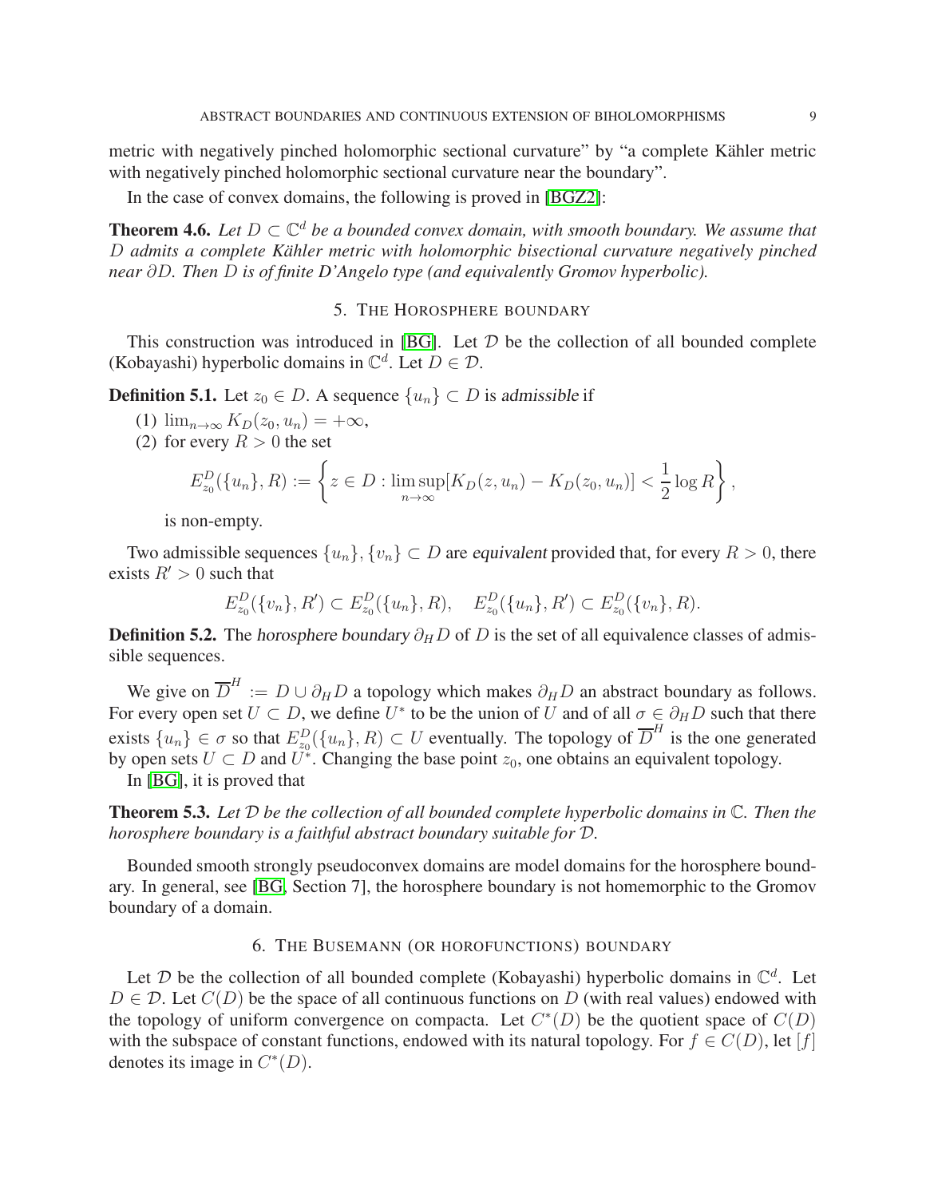metric with negatively pinched holomorphic sectional curvature" by "a complete Kähler metric with negatively pinched holomorphic sectional curvature near the boundary".

In the case of convex domains, the following is proved in [BGZ2]:

**Theorem 4.6.** *Let $D \subset \mathbb{C}^d$ be a bounded convex domain, with smooth boundary. We assume that $D$ admits a complete Kähler metric with holomorphic bisectional curvature negatively pinched near $\partial D$. Then $D$ is of finite D'Angelo type (and equivalently Gromov hyperbolic).*

## 5. The Horosphere boundary

This construction was introduced in [BG]. Let $\mathcal{D}$ be the collection of all bounded complete (Kobayashi) hyperbolic domains in $\mathbb{C}^d$. Let $D \in \mathcal{D}$.

**Definition 5.1.** Let $z_0 \in D$. A sequence $\{u_n\} \subset D$ is *admissible* if

(1) $\lim_{n\to\infty} K_D(z_0, u_n) = +\infty$,
(2) for every $R > 0$ the set

$$E^D_{z_0}(\{u_n\}, R) := \left\{ z \in D : \limsup_{n\to\infty}[K_D(z, u_n) - K_D(z_0, u_n)] < \frac{1}{2}\log R \right\},$$

is non-empty.

Two admissible sequences $\{u_n\}, \{v_n\} \subset D$ are *equivalent* provided that, for every $R > 0$, there exists $R' > 0$ such that

$$E^D_{z_0}(\{v_n\}, R') \subset E^D_{z_0}(\{u_n\}, R), \quad E^D_{z_0}(\{u_n\}, R') \subset E^D_{z_0}(\{v_n\}, R).$$

**Definition 5.2.** The *horosphere boundary* $\partial_H D$ of $D$ is the set of all equivalence classes of admissible sequences.

We give on $\overline{D}^H := D \cup \partial_H D$ a topology which makes $\partial_H D$ an abstract boundary as follows. For every open set $U \subset D$, we define $U^*$ to be the union of $U$ and of all $\sigma \in \partial_H D$ such that there exists $\{u_n\} \in \sigma$ so that $E^D_{z_0}(\{u_n\}, R) \subset U$ eventually. The topology of $\overline{D}^H$ is the one generated by open sets $U \subset D$ and $U^*$. Changing the base point $z_0$, one obtains an equivalent topology.

In [BG], it is proved that

**Theorem 5.3.** *Let $\mathcal{D}$ be the collection of all bounded complete hyperbolic domains in $\mathbb{C}$. Then the horosphere boundary is a faithful abstract boundary suitable for $\mathcal{D}$.*

Bounded smooth strongly pseudoconvex domains are model domains for the horosphere boundary. In general, see [BG, Section 7], the horosphere boundary is not homemorphic to the Gromov boundary of a domain.

## 6. The Busemann (or horofunctions) boundary

Let $\mathcal{D}$ be the collection of all bounded complete (Kobayashi) hyperbolic domains in $\mathbb{C}^d$. Let $D \in \mathcal{D}$. Let $C(D)$ be the space of all continuous functions on $D$ (with real values) endowed with the topology of uniform convergence on compacta. Let $C^*(D)$ be the quotient space of $C(D)$ with the subspace of constant functions, endowed with its natural topology. For $f \in C(D)$, let $[f]$ denotes its image in $C^*(D)$.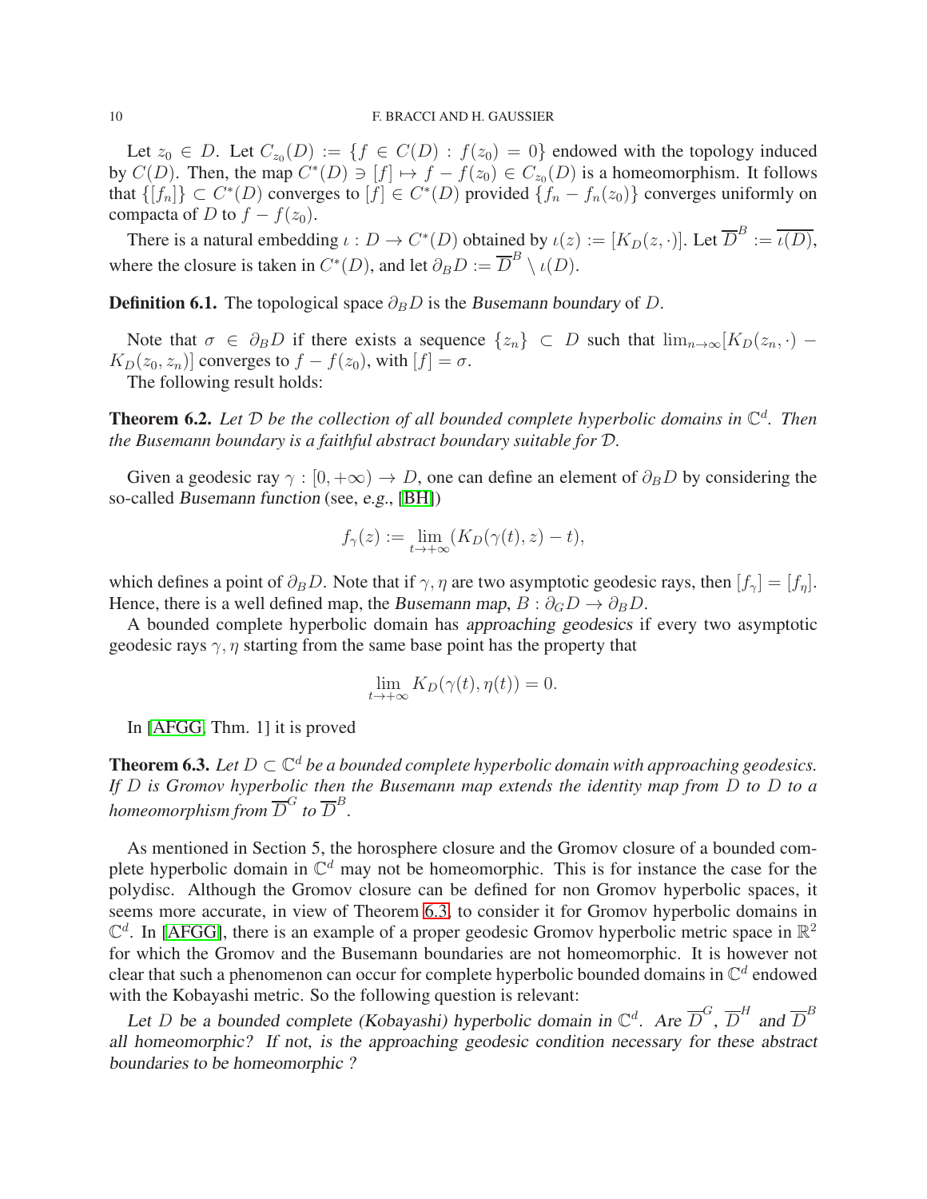Let $z_0 \in D$. Let $C_{z_0}(D) := \{f \in C(D) : f(z_0) = 0\}$ endowed with the topology induced by $C(D)$. Then, the map $C^*(D) \ni [f] \mapsto f - f(z_0) \in C_{z_0}(D)$ is a homeomorphism. It follows that $\{[f_n]\} \subset C^*(D)$ converges to $[f] \in C^*(D)$ provided $\{f_n - f_n(z_0)\}$ converges uniformly on compacta of $D$ to $f - f(z_0)$.

There is a natural embedding $\iota : D \to C^*(D)$ obtained by $\iota(z) := [K_D(z, \cdot)]$. Let $\overline{D}^B := \overline{\iota(D)}$, where the closure is taken in $C^*(D)$, and let $\partial_B D := \overline{D}^B \setminus \iota(D)$.

**Definition 6.1.** The topological space $\partial_B D$ is the *Busemann boundary* of $D$.

Note that $\sigma \in \partial_B D$ if there exists a sequence $\{z_n\} \subset D$ such that $\lim_{n\to\infty}[K_D(z_n, \cdot) - K_D(z_0, z_n)]$ converges to $f - f(z_0)$, with $[f] = \sigma$.

The following result holds:

**Theorem 6.2.** *Let $\mathcal{D}$ be the collection of all bounded complete hyperbolic domains in $\mathbb{C}^d$. Then the Busemann boundary is a faithful abstract boundary suitable for $\mathcal{D}$.*

Given a geodesic ray $\gamma : [0, +\infty) \to D$, one can define an element of $\partial_B D$ by considering the so-called *Busemann function* (see, *e.g.*, [BH])

$$f_\gamma(z) := \lim_{t\to+\infty}(K_D(\gamma(t), z) - t),$$

which defines a point of $\partial_B D$. Note that if $\gamma, \eta$ are two asymptotic geodesic rays, then $[f_\gamma] = [f_\eta]$. Hence, there is a well defined map, the *Busemann map*, $B : \partial_G D \to \partial_B D$.

A bounded complete hyperbolic domain has *approaching geodesics* if every two asymptotic geodesic rays $\gamma, \eta$ starting from the same base point has the property that

$$\lim_{t\to+\infty} K_D(\gamma(t), \eta(t)) = 0.$$

In [AFGG, Thm. 1] it is proved

**Theorem 6.3.** *Let $D \subset \mathbb{C}^d$ be a bounded complete hyperbolic domain with approaching geodesics. If $D$ is Gromov hyperbolic then the Busemann map extends the identity map from $D$ to $D$ to a homeomorphism from $\overline{D}^G$ to $\overline{D}^B$.*

As mentioned in Section 5, the horosphere closure and the Gromov closure of a bounded complete hyperbolic domain in $\mathbb{C}^d$ may not be homeomorphic. This is for instance the case for the polydisc. Although the Gromov closure can be defined for non Gromov hyperbolic spaces, it seems more accurate, in view of Theorem 6.3, to consider it for Gromov hyperbolic domains in $\mathbb{C}^d$. In [AFGG], there is an example of a proper geodesic Gromov hyperbolic metric space in $\mathbb{R}^2$ for which the Gromov and the Busemann boundaries are not homeomorphic. It is however not clear that such a phenomenon can occur for complete hyperbolic bounded domains in $\mathbb{C}^d$ endowed with the Kobayashi metric. So the following question is relevant:

*Let $D$ be a bounded complete (Kobayashi) hyperbolic domain in $\mathbb{C}^d$. Are $\overline{D}^G$, $\overline{D}^H$ and $\overline{D}^B$ all homeomorphic? If not, is the approaching geodesic condition necessary for these abstract boundaries to be homeomorphic ?*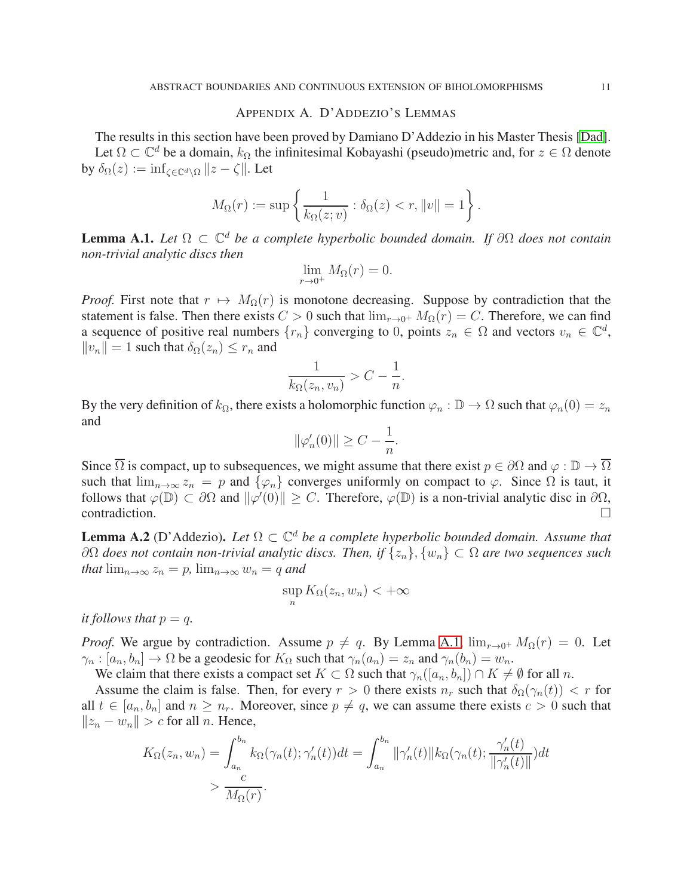## Appendix A. D'Addezio's Lemmas

The results in this section have been proved by Damiano D'Addezio in his Master Thesis [Dad].

Let $\Omega \subset \mathbb{C}^d$ be a domain, $k_\Omega$ the infinitesimal Kobayashi (pseudo)metric and, for $z \in \Omega$ denote by $\delta_\Omega(z) := \inf_{\zeta \in \mathbb{C}^d \setminus \Omega} \|z - \zeta\|$. Let

$$M_\Omega(r) := \sup \left\{ \frac{1}{k_\Omega(z; v)} : \delta_\Omega(z) < r, \|v\| = 1 \right\}.$$

**Lemma A.1.** *Let $\Omega \subset \mathbb{C}^d$ be a complete hyperbolic bounded domain. If $\partial\Omega$ does not contain non-trivial analytic discs then*

$$\lim_{r \to 0^+} M_\Omega(r) = 0.$$

*Proof.* First note that $r \mapsto M_\Omega(r)$ is monotone decreasing. Suppose by contradiction that the statement is false. Then there exists $C > 0$ such that $\lim_{r \to 0^+} M_\Omega(r) = C$. Therefore, we can find a sequence of positive real numbers $\{r_n\}$ converging to $0$, points $z_n \in \Omega$ and vectors $v_n \in \mathbb{C}^d$, $\|v_n\| = 1$ such that $\delta_\Omega(z_n) \leq r_n$ and

$$\frac{1}{k_\Omega(z_n, v_n)} > C - \frac{1}{n}.$$

By the very definition of $k_\Omega$, there exists a holomorphic function $\varphi_n : \mathbb{D} \to \Omega$ such that $\varphi_n(0) = z_n$ and

$$\|\varphi_n'(0)\| \geq C - \frac{1}{n}.$$

Since $\overline{\Omega}$ is compact, up to subsequences, we might assume that there exist $p \in \partial\Omega$ and $\varphi : \mathbb{D} \to \overline{\Omega}$ such that $\lim_{n \to \infty} z_n = p$ and $\{\varphi_n\}$ converges uniformly on compact to $\varphi$. Since $\Omega$ is taut, it follows that $\varphi(\mathbb{D}) \subset \partial\Omega$ and $\|\varphi'(0)\| \geq C$. Therefore, $\varphi(\mathbb{D})$ is a non-trivial analytic disc in $\partial\Omega$, contradiction. $\square$

**Lemma A.2** (D'Addezio)**.** *Let $\Omega \subset \mathbb{C}^d$ be a complete hyperbolic bounded domain. Assume that $\partial\Omega$ does not contain non-trivial analytic discs. Then, if $\{z_n\}, \{w_n\} \subset \Omega$ are two sequences such that $\lim_{n \to \infty} z_n = p$, $\lim_{n \to \infty} w_n = q$ and*

$$\sup_n K_\Omega(z_n, w_n) < +\infty$$

*it follows that $p = q$.*

*Proof.* We argue by contradiction. Assume $p \neq q$. By Lemma A.1, $\lim_{r \to 0^+} M_\Omega(r) = 0$. Let $\gamma_n : [a_n, b_n] \to \Omega$ be a geodesic for $K_\Omega$ such that $\gamma_n(a_n) = z_n$ and $\gamma_n(b_n) = w_n$.

We claim that there exists a compact set $K \subset \Omega$ such that $\gamma_n([a_n, b_n]) \cap K \neq \emptyset$ for all $n$.

Assume the claim is false. Then, for every $r > 0$ there exists $n_r$ such that $\delta_\Omega(\gamma_n(t)) < r$ for all $t \in [a_n, b_n]$ and $n \geq n_r$. Moreover, since $p \neq q$, we can assume there exists $c > 0$ such that $\|z_n - w_n\| > c$ for all $n$. Hence,

$$\begin{aligned} K_\Omega(z_n, w_n) &= \int_{a_n}^{b_n} k_\Omega(\gamma_n(t); \gamma_n'(t)) dt = \int_{a_n}^{b_n} \|\gamma_n'(t)\| k_\Omega(\gamma_n(t); \frac{\gamma_n'(t)}{\|\gamma_n'(t)\|}) dt \\ &> \frac{c}{M_\Omega(r)}. \end{aligned}$$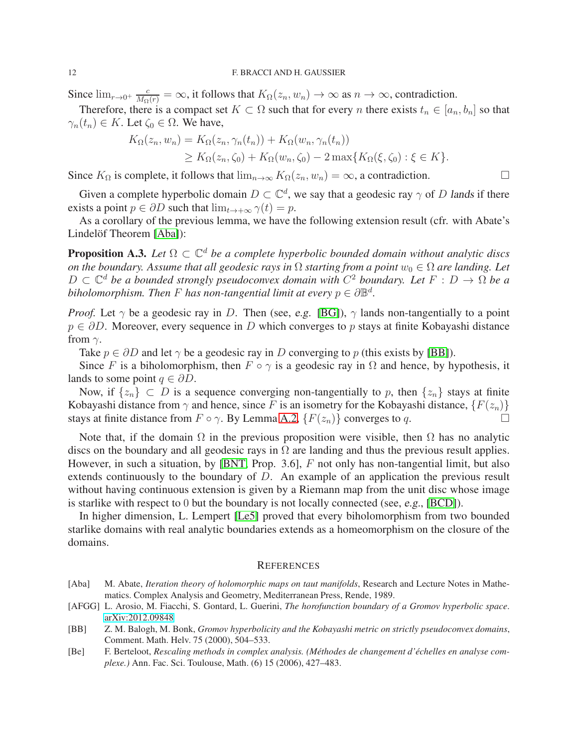Since $\lim_{r\to 0^+} \frac{c}{M_\Omega(r)} = \infty$, it follows that $K_\Omega(z_n, w_n) \to \infty$ as $n \to \infty$, contradiction.

Therefore, there is a compact set $K \subset \Omega$ such that for every $n$ there exists $t_n \in [a_n, b_n]$ so that $\gamma_n(t_n) \in K$. Let $\zeta_0 \in \Omega$. We have,

$$
\begin{aligned}
K_\Omega(z_n, w_n) &= K_\Omega(z_n, \gamma_n(t_n)) + K_\Omega(w_n, \gamma_n(t_n)) \\
&\geq K_\Omega(z_n, \zeta_0) + K_\Omega(w_n, \zeta_0) - 2\max\{K_\Omega(\xi, \zeta_0) : \xi \in K\}.
\end{aligned}
$$

Since $K_\Omega$ is complete, it follows that $\lim_{n\to\infty} K_\Omega(z_n, w_n) = \infty$, a contradiction. □

Given a complete hyperbolic domain $D \subset \mathbb{C}^d$, we say that a geodesic ray $\gamma$ of $D$ *lands* if there exists a point $p \in \partial D$ such that $\lim_{t\to+\infty} \gamma(t) = p$.

As a corollary of the previous lemma, we have the following extension result (cfr. with Abate's Lindelöf Theorem [Aba]):

**Proposition A.3.** *Let $\Omega \subset \mathbb{C}^d$ be a complete hyperbolic bounded domain without analytic discs on the boundary. Assume that all geodesic rays in $\Omega$ starting from a point $w_0 \in \Omega$ are landing. Let $D \subset \mathbb{C}^d$ be a bounded strongly pseudoconvex domain with $C^2$ boundary. Let $F : D \to \Omega$ be a biholomorphism. Then $F$ has non-tangential limit at every $p \in \partial\mathbb{B}^d$.*

*Proof.* Let $\gamma$ be a geodesic ray in $D$. Then (see, *e.g.* [BG]), $\gamma$ lands non-tangentially to a point $p \in \partial D$. Moreover, every sequence in $D$ which converges to $p$ stays at finite Kobayashi distance from $\gamma$.

Take $p \in \partial D$ and let $\gamma$ be a geodesic ray in $D$ converging to $p$ (this exists by [BB]).

Since $F$ is a biholomorphism, then $F \circ \gamma$ is a geodesic ray in $\Omega$ and hence, by hypothesis, it lands to some point $q \in \partial D$.

Now, if $\{z_n\} \subset D$ is a sequence converging non-tangentially to $p$, then $\{z_n\}$ stays at finite Kobayashi distance from $\gamma$ and hence, since $F$ is an isometry for the Kobayashi distance, $\{F(z_n)\}$ stays at finite distance from $F \circ \gamma$. By Lemma A.2, $\{F(z_n)\}$ converges to $q$. □

Note that, if the domain $\Omega$ in the previous proposition were visible, then $\Omega$ has no analytic discs on the boundary and all geodesic rays in $\Omega$ are landing and thus the previous result applies. However, in such a situation, by [BNT, Prop. 3.6], $F$ not only has non-tangential limit, but also extends continuously to the boundary of $D$. An example of an application the previous result without having continuous extension is given by a Riemann map from the unit disc whose image is starlike with respect to 0 but the boundary is not locally connected (see, *e.g.*, [BCD]).

In higher dimension, L. Lempert [Le5] proved that every biholomorphism from two bounded starlike domains with real analytic boundaries extends as a homeomorphism on the closure of the domains.

## References

[Aba] M. Abate, *Iteration theory of holomorphic maps on taut manifolds*, Research and Lecture Notes in Mathematics. Complex Analysis and Geometry, Mediterranean Press, Rende, 1989.

[AFGG] L. Arosio, M. Fiacchi, S. Gontard, L. Guerini, *The horofunction boundary of a Gromov hyperbolic space*. arXiv:2012.09848

[BB] Z. M. Balogh, M. Bonk, *Gromov hyperbolicity and the Kobayashi metric on strictly pseudoconvex domains*, Comment. Math. Helv. 75 (2000), 504–533.

[Be] F. Berteloot, *Rescaling methods in complex analysis. (Méthodes de changement d'échelles en analyse complexe.)* Ann. Fac. Sci. Toulouse, Math. (6) 15 (2006), 427–483.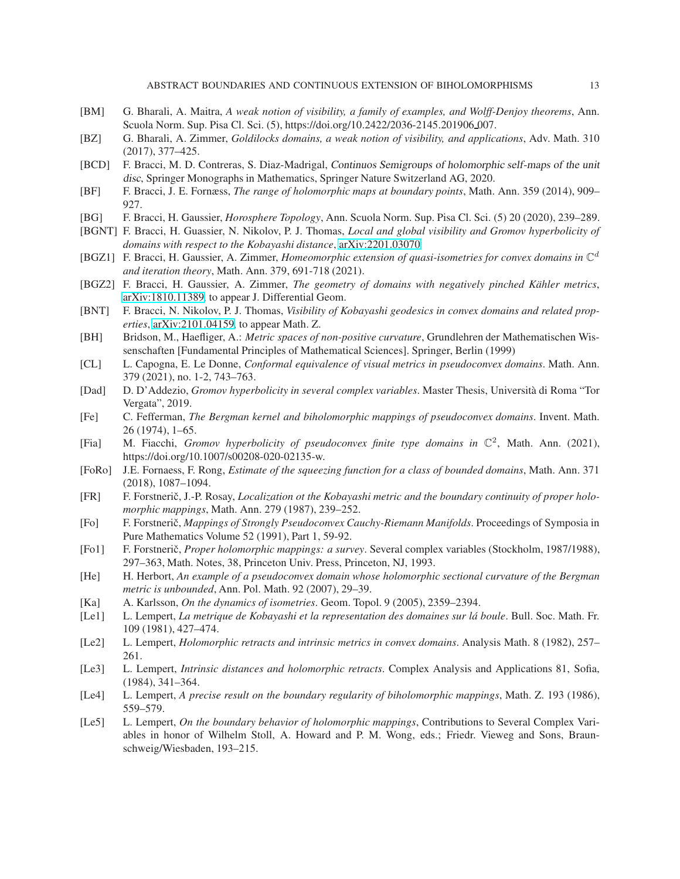- [BM] G. Bharali, A. Maitra, *A weak notion of visibility, a family of examples, and Wolff-Denjoy theorems*, Ann. Scuola Norm. Sup. Pisa Cl. Sci. (5), https://doi.org/10.2422/2036-2145.201906_007.
- [BZ] G. Bharali, A. Zimmer, *Goldilocks domains, a weak notion of visibility, and applications*, Adv. Math. 310 (2017), 377–425.
- [BCD] F. Bracci, M. D. Contreras, S. Diaz-Madrigal, *Continuos Semigroups of holomorphic self-maps of the unit disc*, Springer Monographs in Mathematics, Springer Nature Switzerland AG, 2020.
- [BF] F. Bracci, J. E. Fornæss, *The range of holomorphic maps at boundary points*, Math. Ann. 359 (2014), 909–927.
- [BG] F. Bracci, H. Gaussier, *Horosphere Topology*, Ann. Scuola Norm. Sup. Pisa Cl. Sci. (5) 20 (2020), 239–289.
- [BGNT] F. Bracci, H. Guassier, N. Nikolov, P. J. Thomas, *Local and global visibility and Gromov hyperbolicity of domains with respect to the Kobayashi distance*, arXiv:2201.03070
- [BGZ1] F. Bracci, H. Gaussier, A. Zimmer, *Homeomorphic extension of quasi-isometries for convex domains in $\mathbb{C}^d$ and iteration theory*, Math. Ann. 379, 691-718 (2021).
- [BGZ2] F. Bracci, H. Gaussier, A. Zimmer, *The geometry of domains with negatively pinched Kähler metrics*, arXiv:1810.11389, to appear J. Differential Geom.
- [BNT] F. Bracci, N. Nikolov, P. J. Thomas, *Visibility of Kobayashi geodesics in convex domains and related properties*, arXiv:2101.04159, to appear Math. Z.
- [BH] Bridson, M., Haefliger, A.: *Metric spaces of non-positive curvature*, Grundlehren der Mathematischen Wissenschaften [Fundamental Principles of Mathematical Sciences]. Springer, Berlin (1999)
- [CL] L. Capogna, E. Le Donne, *Conformal equivalence of visual metrics in pseudoconvex domains*. Math. Ann. 379 (2021), no. 1-2, 743–763.
- [Dad] D. D'Addezio, *Gromov hyperbolicity in several complex variables*. Master Thesis, Università di Roma "Tor Vergata", 2019.
- [Fe] C. Fefferman, *The Bergman kernel and biholomorphic mappings of pseudoconvex domains*. Invent. Math. 26 (1974), 1–65.
- [Fia] M. Fiacchi, *Gromov hyperbolicity of pseudoconvex finite type domains in $\mathbb{C}^2$*, Math. Ann. (2021), https://doi.org/10.1007/s00208-020-02135-w.
- [FoRo] J.E. Fornaess, F. Rong, *Estimate of the squeezing function for a class of bounded domains*, Math. Ann. 371 (2018), 1087–1094.
- [FR] F. Forstnerič, J.-P. Rosay, *Localization ot the Kobayashi metric and the boundary continuity of proper holomorphic mappings*, Math. Ann. 279 (1987), 239–252.
- [Fo] F. Forstnerič, *Mappings of Strongly Pseudoconvex Cauchy-Riemann Manifolds*. Proceedings of Symposia in Pure Mathematics Volume 52 (1991), Part 1, 59-92.
- [Fo1] F. Forstnerič, *Proper holomorphic mappings: a survey*. Several complex variables (Stockholm, 1987/1988), 297–363, Math. Notes, 38, Princeton Univ. Press, Princeton, NJ, 1993.
- [He] H. Herbort, *An example of a pseudoconvex domain whose holomorphic sectional curvature of the Bergman metric is unbounded*, Ann. Pol. Math. 92 (2007), 29–39.
- [Ka] A. Karlsson, *On the dynamics of isometries*. Geom. Topol. 9 (2005), 2359–2394.
- [Le1] L. Lempert, *La metrique de Kobayashi et la representation des domaines sur lá boule*. Bull. Soc. Math. Fr. 109 (1981), 427–474.
- [Le2] L. Lempert, *Holomorphic retracts and intrinsic metrics in convex domains*. Analysis Math. 8 (1982), 257–261.
- [Le3] L. Lempert, *Intrinsic distances and holomorphic retracts*. Complex Analysis and Applications 81, Sofia, (1984), 341–364.
- [Le4] L. Lempert, *A precise result on the boundary regularity of biholomorphic mappings*, Math. Z. 193 (1986), 559–579.
- [Le5] L. Lempert, *On the boundary behavior of holomorphic mappings*, Contributions to Several Complex Variables in honor of Wilhelm Stoll, A. Howard and P. M. Wong, eds.; Friedr. Vieweg and Sons, Braunschweig/Wiesbaden, 193–215.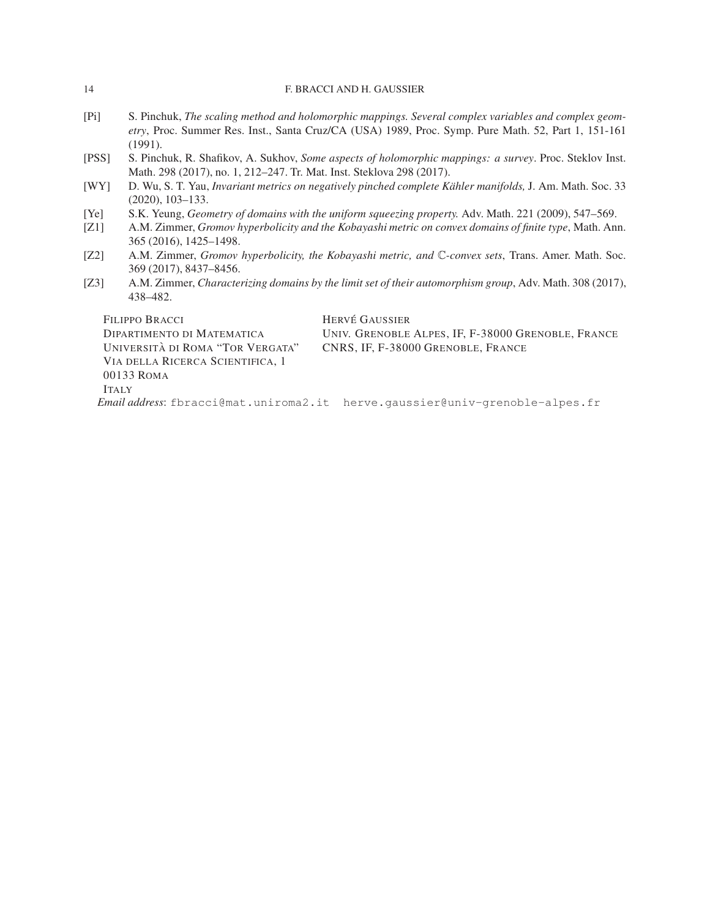[Pi] S. Pinchuk, *The scaling method and holomorphic mappings. Several complex variables and complex geometry*, Proc. Summer Res. Inst., Santa Cruz/CA (USA) 1989, Proc. Symp. Pure Math. 52, Part 1, 151-161 (1991).

[PSS] S. Pinchuk, R. Shafikov, A. Sukhov, *Some aspects of holomorphic mappings: a survey*. Proc. Steklov Inst. Math. 298 (2017), no. 1, 212–247. Tr. Mat. Inst. Steklova 298 (2017).

[WY] D. Wu, S. T. Yau, *Invariant metrics on negatively pinched complete Kähler manifolds,* J. Am. Math. Soc. 33 (2020), 103–133.

[Ye] S.K. Yeung, *Geometry of domains with the uniform squeezing property.* Adv. Math. 221 (2009), 547–569.

[Z1] A.M. Zimmer, *Gromov hyperbolicity and the Kobayashi metric on convex domains of finite type*, Math. Ann. 365 (2016), 1425–1498.

[Z2] A.M. Zimmer, *Gromov hyperbolicity, the Kobayashi metric, and $\mathbb{C}$-convex sets*, Trans. Amer. Math. Soc. 369 (2017), 8437–8456.

[Z3] A.M. Zimmer, *Characterizing domains by the limit set of their automorphism group*, Adv. Math. 308 (2017), 438–482.

FILIPPO BRACCI
DIPARTIMENTO DI MATEMATICA
UNIVERSITÀ DI ROMA "TOR VERGATA"
VIA DELLA RICERCA SCIENTIFICA, 1
00133 ROMA
ITALY

HERVÉ GAUSSIER
UNIV. GRENOBLE ALPES, IF, F-38000 GRENOBLE, FRANCE
CNRS, IF, F-38000 GRENOBLE, FRANCE

*Email address*: fbracci@mat.uniroma2.it herve.gaussier@univ-grenoble-alpes.fr